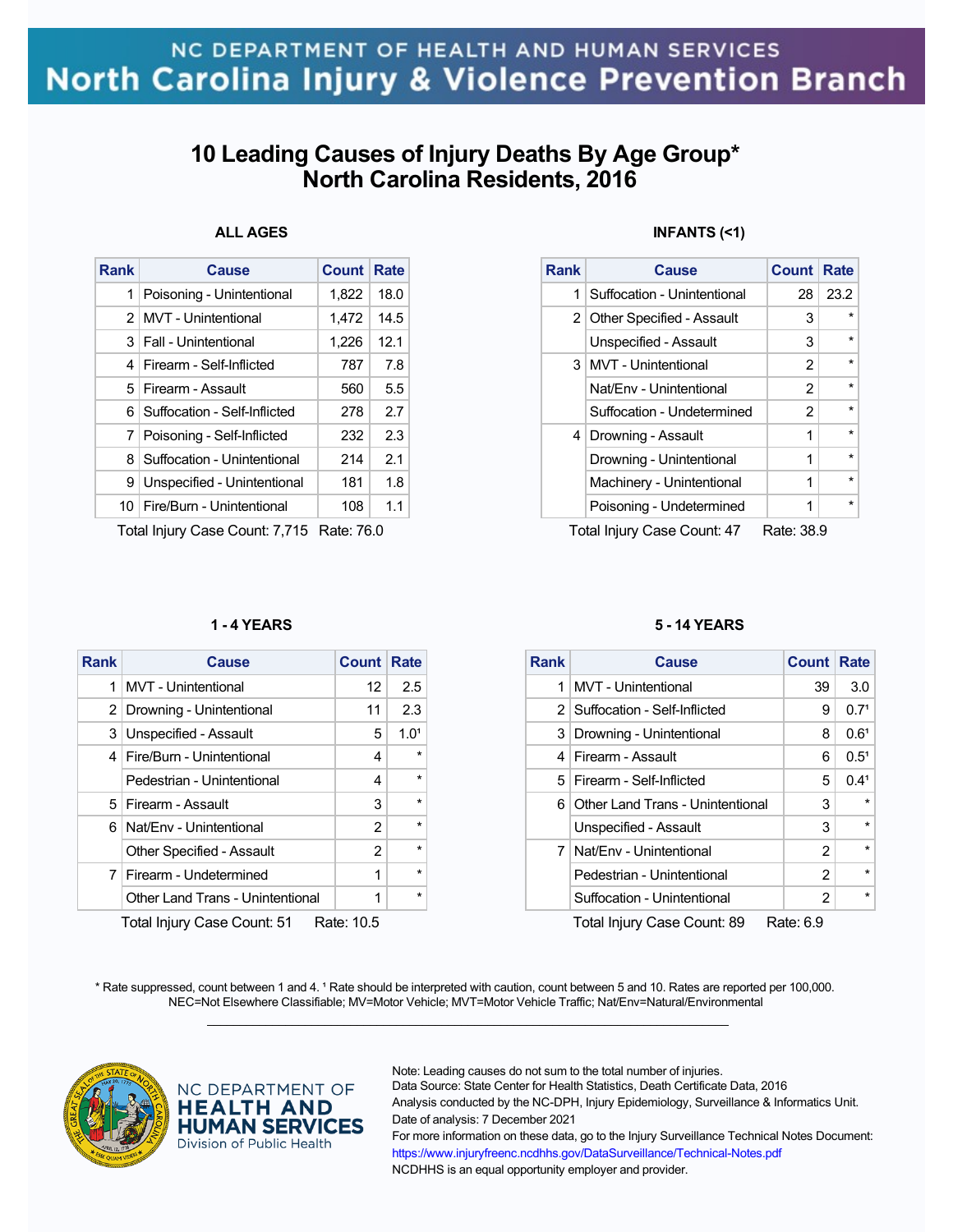NC DEPARTMENT OF HEALTH AND HUMAN SERVICES

North Carolina Injury & Violence Prevention Branch

# 10 Leading Causes of Injury Deaths By Age Group*
# North Carolina Residents, 2016

### ALL AGES

| Rank | Cause | Count | Rate |
|---|---|---|---|
| 1 | Poisoning - Unintentional | 1,822 | 18.0 |
| 2 | MVT - Unintentional | 1,472 | 14.5 |
| 3 | Fall - Unintentional | 1,226 | 12.1 |
| 4 | Firearm - Self-Inflicted | 787 | 7.8 |
| 5 | Firearm - Assault | 560 | 5.5 |
| 6 | Suffocation - Self-Inflicted | 278 | 2.7 |
| 7 | Poisoning - Self-Inflicted | 232 | 2.3 |
| 8 | Suffocation - Unintentional | 214 | 2.1 |
| 9 | Unspecified - Unintentional | 181 | 1.8 |
| 10 | Fire/Burn - Unintentional | 108 | 1.1 |

Total Injury Case Count: 7,715 Rate: 76.0

### INFANTS (<1)

| Rank | Cause | Count | Rate |
|---|---|---|---|
| 1 | Suffocation - Unintentional | 28 | 23.2 |
| 2 | Other Specified - Assault | 3 | * |
| | Unspecified - Assault | 3 | * |
| 3 | MVT - Unintentional | 2 | * |
| | Nat/Env - Unintentional | 2 | * |
| | Suffocation - Undetermined | 2 | * |
| 4 | Drowning - Assault | 1 | * |
| | Drowning - Unintentional | 1 | * |
| | Machinery - Unintentional | 1 | * |
| | Poisoning - Undetermined | 1 | * |

Total Injury Case Count: 47 Rate: 38.9

### 1 - 4 YEARS

| Rank | Cause | Count | Rate |
|---|---|---|---|
| 1 | MVT - Unintentional | 12 | 2.5 |
| 2 | Drowning - Unintentional | 11 | 2.3 |
| 3 | Unspecified - Assault | 5 | 1.0[1] |
| 4 | Fire/Burn - Unintentional | 4 | * |
| | Pedestrian - Unintentional | 4 | * |
| 5 | Firearm - Assault | 3 | * |
| 6 | Nat/Env - Unintentional | 2 | * |
| | Other Specified - Assault | 2 | * |
| 7 | Firearm - Undetermined | 1 | * |
| | Other Land Trans - Unintentional | 1 | * |

Total Injury Case Count: 51 Rate: 10.5

### 5 - 14 YEARS

| Rank | Cause | Count | Rate |
|---|---|---|---|
| 1 | MVT - Unintentional | 39 | 3.0 |
| 2 | Suffocation - Self-Inflicted | 9 | 0.7[1] |
| 3 | Drowning - Unintentional | 8 | 0.6[1] |
| 4 | Firearm - Assault | 6 | 0.5[1] |
| 5 | Firearm - Self-Inflicted | 5 | 0.4[1] |
| 6 | Other Land Trans - Unintentional | 3 | * |
| | Unspecified - Assault | 3 | * |
| 7 | Nat/Env - Unintentional | 2 | * |
| | Pedestrian - Unintentional | 2 | * |
| | Suffocation - Unintentional | 2 | * |

Total Injury Case Count: 89 Rate: 6.9

* Rate suppressed, count between 1 and 4. [1] Rate should be interpreted with caution, count between 5 and 10. Rates are reported per 100,000.
NEC=Not Elsewhere Classifiable; MV=Motor Vehicle; MVT=Motor Vehicle Traffic; Nat/Env=Natural/Environmental

NC DEPARTMENT OF HEALTH AND HUMAN SERVICES
Division of Public Health

Note: Leading causes do not sum to the total number of injuries.
Data Source: State Center for Health Statistics, Death Certificate Data, 2016
Analysis conducted by the NC-DPH, Injury Epidemiology, Surveillance & Informatics Unit.
Date of analysis: 7 December 2021
For more information on these data, go to the Injury Surveillance Technical Notes Document:
https://www.injuryfreenc.ncdhhs.gov/DataSurveillance/Technical-Notes.pdf
NCDHHS is an equal opportunity employer and provider.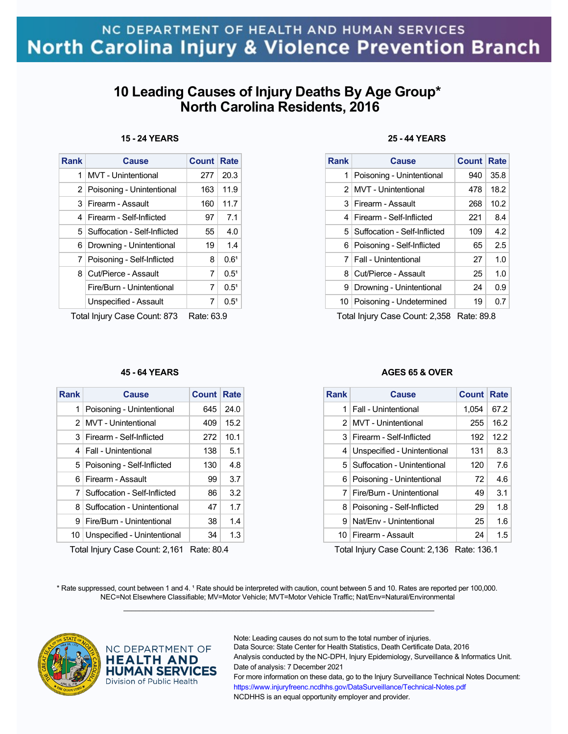NC DEPARTMENT OF HEALTH AND HUMAN SERVICES
North Carolina Injury & Violence Prevention Branch

# 10 Leading Causes of Injury Deaths By Age Group* North Carolina Residents, 2016

### 15 - 24 YEARS

| Rank | Cause | Count | Rate |
|---|---|---|---|
| 1 | MVT - Unintentional | 277 | 20.3 |
| 2 | Poisoning - Unintentional | 163 | 11.9 |
| 3 | Firearm - Assault | 160 | 11.7 |
| 4 | Firearm - Self-Inflicted | 97 | 7.1 |
| 5 | Suffocation - Self-Inflicted | 55 | 4.0 |
| 6 | Drowning - Unintentional | 19 | 1.4 |
| 7 | Poisoning - Self-Inflicted | 8 | 0.6[1] |
| 8 | Cut/Pierce - Assault | 7 | 0.5[1] |
| | Fire/Burn - Unintentional | 7 | 0.5[1] |
| | Unspecified - Assault | 7 | 0.5[1] |

Total Injury Case Count: 873 Rate: 63.9

### 25 - 44 YEARS

| Rank | Cause | Count | Rate |
|---|---|---|---|
| 1 | Poisoning - Unintentional | 940 | 35.8 |
| 2 | MVT - Unintentional | 478 | 18.2 |
| 3 | Firearm - Assault | 268 | 10.2 |
| 4 | Firearm - Self-Inflicted | 221 | 8.4 |
| 5 | Suffocation - Self-Inflicted | 109 | 4.2 |
| 6 | Poisoning - Self-Inflicted | 65 | 2.5 |
| 7 | Fall - Unintentional | 27 | 1.0 |
| 8 | Cut/Pierce - Assault | 25 | 1.0 |
| 9 | Drowning - Unintentional | 24 | 0.9 |
| 10 | Poisoning - Undetermined | 19 | 0.7 |

Total Injury Case Count: 2,358 Rate: 89.8

### 45 - 64 YEARS

| Rank | Cause | Count | Rate |
|---|---|---|---|
| 1 | Poisoning - Unintentional | 645 | 24.0 |
| 2 | MVT - Unintentional | 409 | 15.2 |
| 3 | Firearm - Self-Inflicted | 272 | 10.1 |
| 4 | Fall - Unintentional | 138 | 5.1 |
| 5 | Poisoning - Self-Inflicted | 130 | 4.8 |
| 6 | Firearm - Assault | 99 | 3.7 |
| 7 | Suffocation - Self-Inflicted | 86 | 3.2 |
| 8 | Suffocation - Unintentional | 47 | 1.7 |
| 9 | Fire/Burn - Unintentional | 38 | 1.4 |
| 10 | Unspecified - Unintentional | 34 | 1.3 |

Total Injury Case Count: 2,161 Rate: 80.4

### AGES 65 & OVER

| Rank | Cause | Count | Rate |
|---|---|---|---|
| 1 | Fall - Unintentional | 1,054 | 67.2 |
| 2 | MVT - Unintentional | 255 | 16.2 |
| 3 | Firearm - Self-Inflicted | 192 | 12.2 |
| 4 | Unspecified - Unintentional | 131 | 8.3 |
| 5 | Suffocation - Unintentional | 120 | 7.6 |
| 6 | Poisoning - Unintentional | 72 | 4.6 |
| 7 | Fire/Burn - Unintentional | 49 | 3.1 |
| 8 | Poisoning - Self-Inflicted | 29 | 1.8 |
| 9 | Nat/Env - Unintentional | 25 | 1.6 |
| 10 | Firearm - Assault | 24 | 1.5 |

Total Injury Case Count: 2,136 Rate: 136.1

\* Rate suppressed, count between 1 and 4. [1] Rate should be interpreted with caution, count between 5 and 10. Rates are reported per 100,000.
NEC=Not Elsewhere Classifiable; MV=Motor Vehicle; MVT=Motor Vehicle Traffic; Nat/Env=Natural/Environmental

NC DEPARTMENT OF HEALTH AND HUMAN SERVICES
Division of Public Health

Note: Leading causes do not sum to the total number of injuries.
Data Source: State Center for Health Statistics, Death Certificate Data, 2016
Analysis conducted by the NC-DPH, Injury Epidemiology, Surveillance & Informatics Unit.
Date of analysis: 7 December 2021
For more information on these data, go to the Injury Surveillance Technical Notes Document:
https://www.injuryfreenc.ncdhhs.gov/DataSurveillance/Technical-Notes.pdf
NCDHHS is an equal opportunity employer and provider.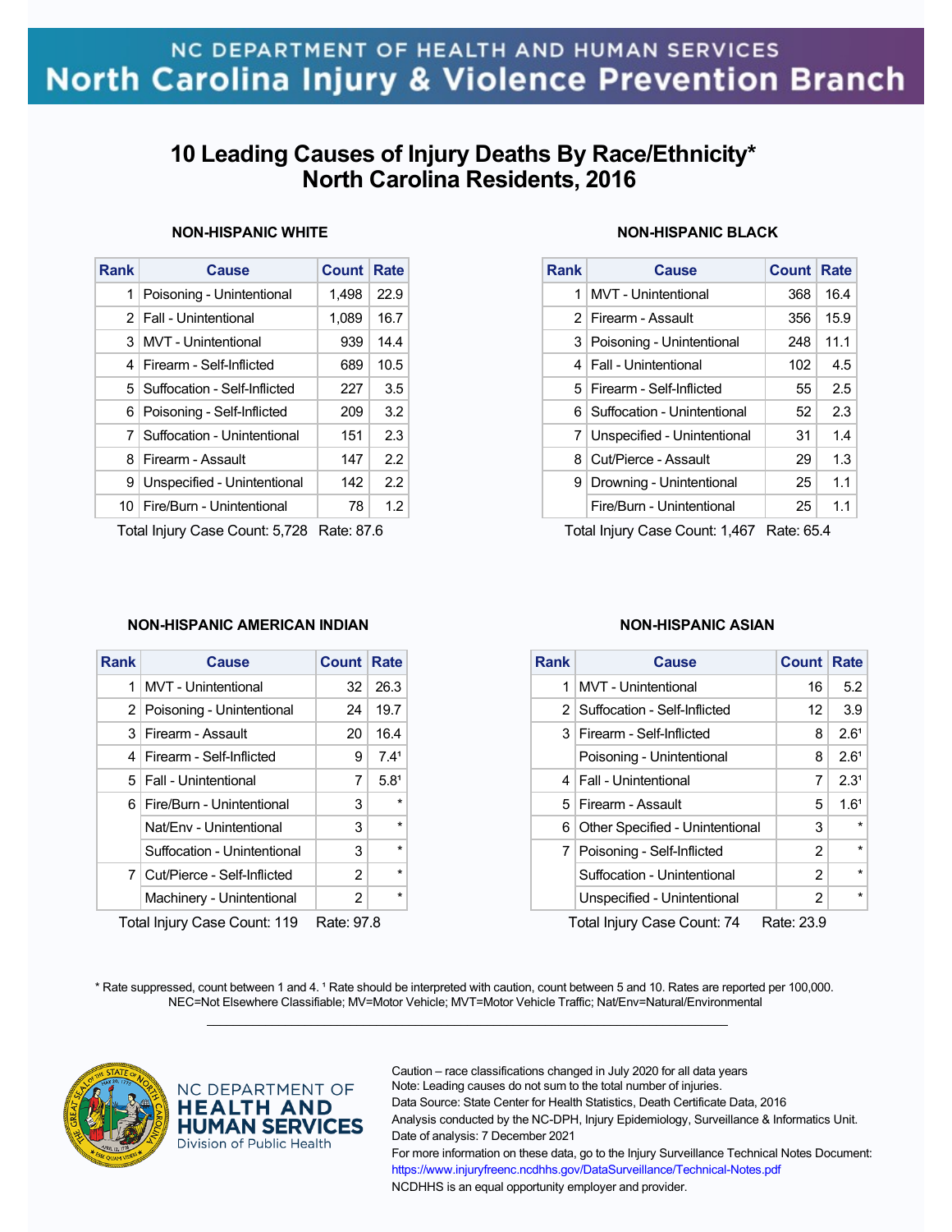NC DEPARTMENT OF HEALTH AND HUMAN SERVICES
North Carolina Injury & Violence Prevention Branch

# 10 Leading Causes of Injury Deaths By Race/Ethnicity* North Carolina Residents, 2016

### NON-HISPANIC WHITE

| Rank | Cause | Count | Rate |
|---|---|---|---|
| 1 | Poisoning - Unintentional | 1,498 | 22.9 |
| 2 | Fall - Unintentional | 1,089 | 16.7 |
| 3 | MVT - Unintentional | 939 | 14.4 |
| 4 | Firearm - Self-Inflicted | 689 | 10.5 |
| 5 | Suffocation - Self-Inflicted | 227 | 3.5 |
| 6 | Poisoning - Self-Inflicted | 209 | 3.2 |
| 7 | Suffocation - Unintentional | 151 | 2.3 |
| 8 | Firearm - Assault | 147 | 2.2 |
| 9 | Unspecified - Unintentional | 142 | 2.2 |
| 10 | Fire/Burn - Unintentional | 78 | 1.2 |

Total Injury Case Count: 5,728 Rate: 87.6

### NON-HISPANIC BLACK

| Rank | Cause | Count | Rate |
|---|---|---|---|
| 1 | MVT - Unintentional | 368 | 16.4 |
| 2 | Firearm - Assault | 356 | 15.9 |
| 3 | Poisoning - Unintentional | 248 | 11.1 |
| 4 | Fall - Unintentional | 102 | 4.5 |
| 5 | Firearm - Self-Inflicted | 55 | 2.5 |
| 6 | Suffocation - Unintentional | 52 | 2.3 |
| 7 | Unspecified - Unintentional | 31 | 1.4 |
| 8 | Cut/Pierce - Assault | 29 | 1.3 |
| 9 | Drowning - Unintentional | 25 | 1.1 |
| | Fire/Burn - Unintentional | 25 | 1.1 |

Total Injury Case Count: 1,467 Rate: 65.4

### NON-HISPANIC AMERICAN INDIAN

| Rank | Cause | Count | Rate |
|---|---|---|---|
| 1 | MVT - Unintentional | 32 | 26.3 |
| 2 | Poisoning - Unintentional | 24 | 19.7 |
| 3 | Firearm - Assault | 20 | 16.4 |
| 4 | Firearm - Self-Inflicted | 9 | 7.4[1] |
| 5 | Fall - Unintentional | 7 | 5.8[1] |
| 6 | Fire/Burn - Unintentional | 3 | * |
| | Nat/Env - Unintentional | 3 | * |
| | Suffocation - Unintentional | 3 | * |
| 7 | Cut/Pierce - Self-Inflicted | 2 | * |
| | Machinery - Unintentional | 2 | * |

Total Injury Case Count: 119 Rate: 97.8

### NON-HISPANIC ASIAN

| Rank | Cause | Count | Rate |
|---|---|---|---|
| 1 | MVT - Unintentional | 16 | 5.2 |
| 2 | Suffocation - Self-Inflicted | 12 | 3.9 |
| 3 | Firearm - Self-Inflicted | 8 | 2.6[1] |
| | Poisoning - Unintentional | 8 | 2.6[1] |
| 4 | Fall - Unintentional | 7 | 2.3[1] |
| 5 | Firearm - Assault | 5 | 1.6[1] |
| 6 | Other Specified - Unintentional | 3 | * |
| 7 | Poisoning - Self-Inflicted | 2 | * |
| | Suffocation - Unintentional | 2 | * |
| | Unspecified - Unintentional | 2 | * |

Total Injury Case Count: 74 Rate: 23.9

* Rate suppressed, count between 1 and 4. [1] Rate should be interpreted with caution, count between 5 and 10. Rates are reported per 100,000.
NEC=Not Elsewhere Classifiable; MV=Motor Vehicle; MVT=Motor Vehicle Traffic; Nat/Env=Natural/Environmental

NC DEPARTMENT OF HEALTH AND HUMAN SERVICES
Division of Public Health

Caution – race classifications changed in July 2020 for all data years
Note: Leading causes do not sum to the total number of injuries.
Data Source: State Center for Health Statistics, Death Certificate Data, 2016
Analysis conducted by the NC-DPH, Injury Epidemiology, Surveillance & Informatics Unit.
Date of analysis: 7 December 2021
For more information on these data, go to the Injury Surveillance Technical Notes Document:
https://www.injuryfreenc.ncdhhs.gov/DataSurveillance/Technical-Notes.pdf
NCDHHS is an equal opportunity employer and provider.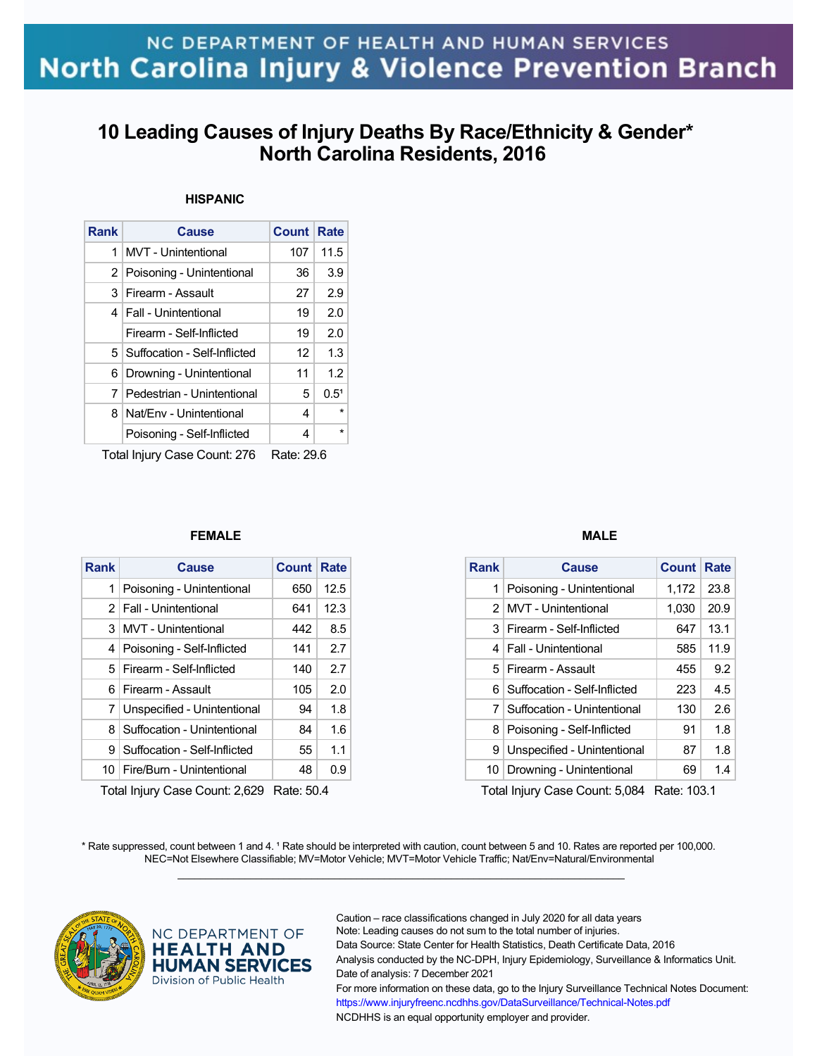NC DEPARTMENT OF HEALTH AND HUMAN SERVICES
North Carolina Injury & Violence Prevention Branch

# 10 Leading Causes of Injury Deaths By Race/Ethnicity & Gender* North Carolina Residents, 2016

### HISPANIC

| Rank | Cause | Count | Rate |
|---|---|---|---|
| 1 | MVT - Unintentional | 107 | 11.5 |
| 2 | Poisoning - Unintentional | 36 | 3.9 |
| 3 | Firearm - Assault | 27 | 2.9 |
| 4 | Fall - Unintentional | 19 | 2.0 |
| | Firearm - Self-Inflicted | 19 | 2.0 |
| 5 | Suffocation - Self-Inflicted | 12 | 1.3 |
| 6 | Drowning - Unintentional | 11 | 1.2 |
| 7 | Pedestrian - Unintentional | 5 | 0.5¹ |
| 8 | Nat/Env - Unintentional | 4 | * |
| | Poisoning - Self-Inflicted | 4 | * |

Total Injury Case Count: 276 Rate: 29.6

### FEMALE

| Rank | Cause | Count | Rate |
|---|---|---|---|
| 1 | Poisoning - Unintentional | 650 | 12.5 |
| 2 | Fall - Unintentional | 641 | 12.3 |
| 3 | MVT - Unintentional | 442 | 8.5 |
| 4 | Poisoning - Self-Inflicted | 141 | 2.7 |
| 5 | Firearm - Self-Inflicted | 140 | 2.7 |
| 6 | Firearm - Assault | 105 | 2.0 |
| 7 | Unspecified - Unintentional | 94 | 1.8 |
| 8 | Suffocation - Unintentional | 84 | 1.6 |
| 9 | Suffocation - Self-Inflicted | 55 | 1.1 |
| 10 | Fire/Burn - Unintentional | 48 | 0.9 |

Total Injury Case Count: 2,629 Rate: 50.4

### MALE

| Rank | Cause | Count | Rate |
|---|---|---|---|
| 1 | Poisoning - Unintentional | 1,172 | 23.8 |
| 2 | MVT - Unintentional | 1,030 | 20.9 |
| 3 | Firearm - Self-Inflicted | 647 | 13.1 |
| 4 | Fall - Unintentional | 585 | 11.9 |
| 5 | Firearm - Assault | 455 | 9.2 |
| 6 | Suffocation - Self-Inflicted | 223 | 4.5 |
| 7 | Suffocation - Unintentional | 130 | 2.6 |
| 8 | Poisoning - Self-Inflicted | 91 | 1.8 |
| 9 | Unspecified - Unintentional | 87 | 1.8 |
| 10 | Drowning - Unintentional | 69 | 1.4 |

Total Injury Case Count: 5,084 Rate: 103.1

* Rate suppressed, count between 1 and 4. ¹ Rate should be interpreted with caution, count between 5 and 10. Rates are reported per 100,000.
NEC=Not Elsewhere Classifiable; MV=Motor Vehicle; MVT=Motor Vehicle Traffic; Nat/Env=Natural/Environmental

NC DEPARTMENT OF HEALTH AND HUMAN SERVICES
Division of Public Health

Caution – race classifications changed in July 2020 for all data years
Note: Leading causes do not sum to the total number of injuries.
Data Source: State Center for Health Statistics, Death Certificate Data, 2016
Analysis conducted by the NC-DPH, Injury Epidemiology, Surveillance & Informatics Unit.
Date of analysis: 7 December 2021
For more information on these data, go to the Injury Surveillance Technical Notes Document:
https://www.injuryfreenc.ncdhhs.gov/DataSurveillance/Technical-Notes.pdf
NCDHHS is an equal opportunity employer and provider.